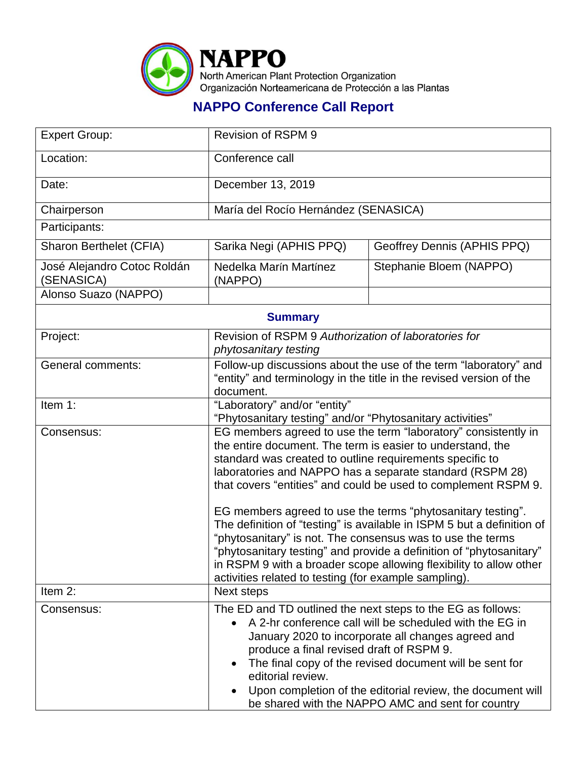# NAPPO

North American Plant Protection Organization
Organización Norteamericana de Protección a las Plantas

## NAPPO Conference Call Report

| Expert Group: | Revision of RSPM 9 | |
|---|---|---|
| Location: | Conference call | |
| Date: | December 13, 2019 | |
| Chairperson | María del Rocío Hernández (SENASICA) | |
| Participants: | | |
| Sharon Berthelet (CFIA) | Sarika Negi (APHIS PPQ) | Geoffrey Dennis (APHIS PPQ) |
| José Alejandro Cotoc Roldán (SENASICA) | Nedelka Marín Martínez (NAPPO) | Stephanie Bloem (NAPPO) |
| Alonso Suazo (NAPPO) | | |

**Summary**

| | |
|---|---|
| Project: | Revision of RSPM 9 *Authorization of laboratories for phytosanitary testing* |
| General comments: | Follow-up discussions about the use of the term "laboratory" and "entity" and terminology in the title in the revised version of the document. |
| Item 1: | "Laboratory" and/or "entity"<br>"Phytosanitary testing" and/or "Phytosanitary activities" |
| Consensus: | EG members agreed to use the term "laboratory" consistently in the entire document. The term is easier to understand, the standard was created to outline requirements specific to laboratories and NAPPO has a separate standard (RSPM 28) that covers "entities" and could be used to complement RSPM 9.<br><br>EG members agreed to use the terms "phytosanitary testing". The definition of "testing" is available in ISPM 5 but a definition of "phytosanitary" is not. The consensus was to use the terms "phytosanitary testing" and provide a definition of "phytosanitary" in RSPM 9 with a broader scope allowing flexibility to allow other activities related to testing (for example sampling). |
| Item 2: | Next steps |
| Consensus: | The ED and TD outlined the next steps to the EG as follows:<br>• A 2-hr conference call will be scheduled with the EG in January 2020 to incorporate all changes agreed and produce a final revised draft of RSPM 9.<br>• The final copy of the revised document will be sent for editorial review.<br>• Upon completion of the editorial review, the document will be shared with the NAPPO AMC and sent for country |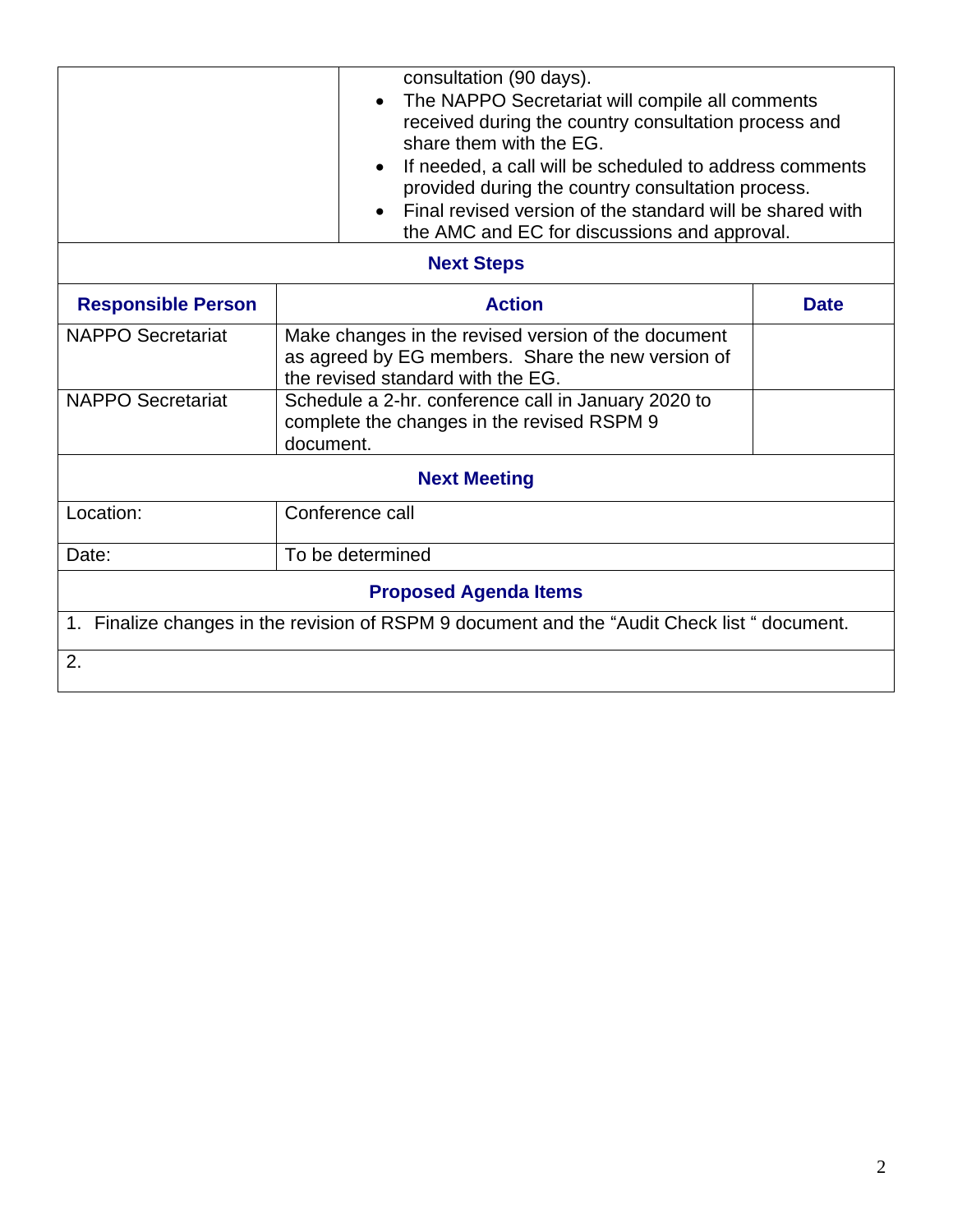| | |
|---|---|
| | consultation (90 days).<br>• The NAPPO Secretariat will compile all comments received during the country consultation process and share them with the EG.<br>• If needed, a call will be scheduled to address comments provided during the country consultation process.<br>• Final revised version of the standard will be shared with the AMC and EC for discussions and approval. |

**Next Steps**

| Responsible Person | Action | Date |
|---|---|---|
| NAPPO Secretariat | Make changes in the revised version of the document as agreed by EG members. Share the new version of the revised standard with the EG. | |
| NAPPO Secretariat | Schedule a 2-hr. conference call in January 2020 to complete the changes in the revised RSPM 9 document. | |

**Next Meeting**

| | |
|---|---|
| Location: | Conference call |
| Date: | To be determined |

**Proposed Agenda Items**

1. Finalize changes in the revision of RSPM 9 document and the "Audit Check list " document.
2.